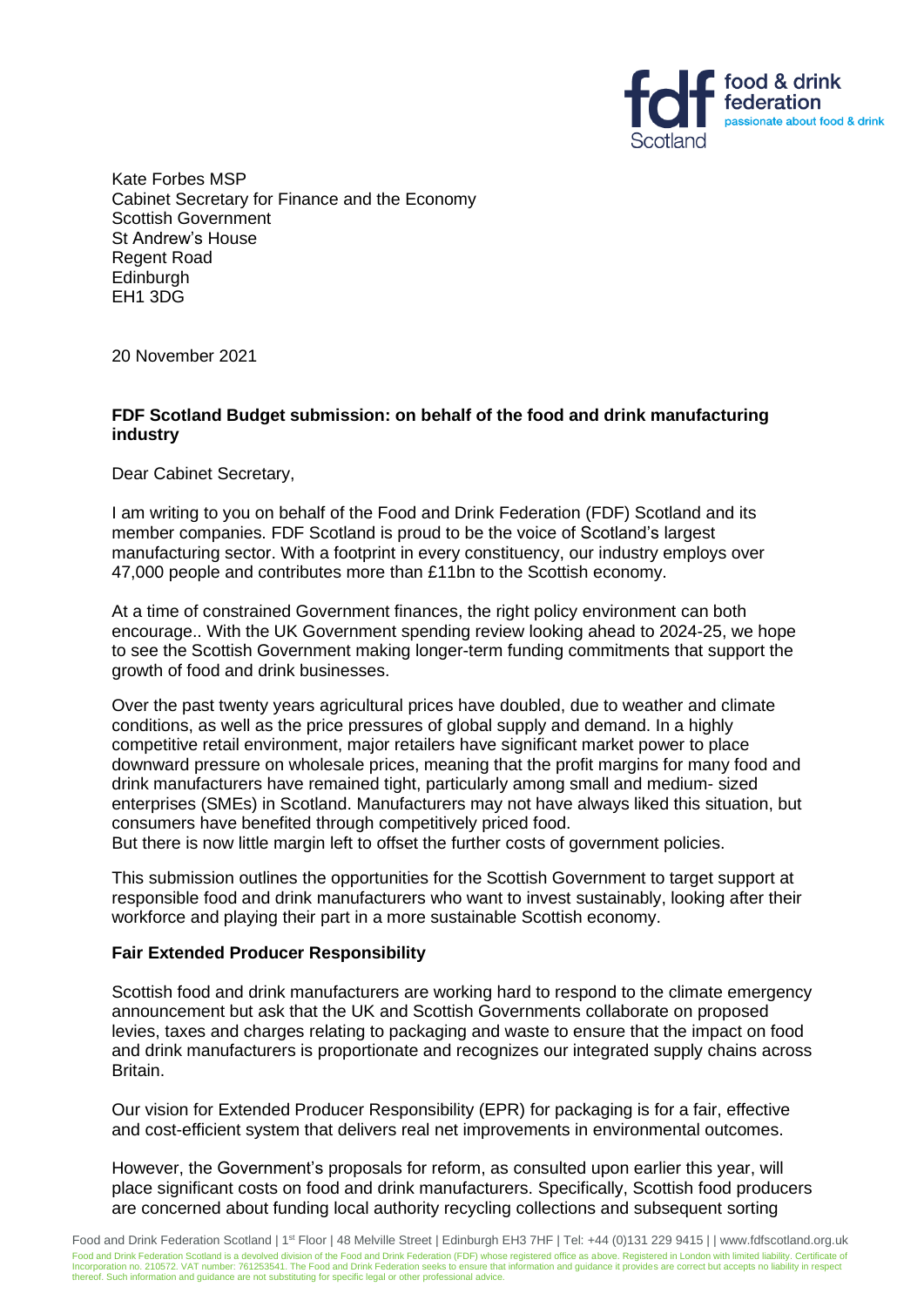Kate Forbes MSP
Cabinet Secretary for Finance and the Economy
Scottish Government
St Andrew's House
Regent Road
Edinburgh
EH1 3DG

20 November 2021

**FDF Scotland Budget submission: on behalf of the food and drink manufacturing industry**

Dear Cabinet Secretary,

I am writing to you on behalf of the Food and Drink Federation (FDF) Scotland and its member companies. FDF Scotland is proud to be the voice of Scotland's largest manufacturing sector. With a footprint in every constituency, our industry employs over 47,000 people and contributes more than £11bn to the Scottish economy.

At a time of constrained Government finances, the right policy environment can both encourage.. With the UK Government spending review looking ahead to 2024-25, we hope to see the Scottish Government making longer-term funding commitments that support the growth of food and drink businesses.

Over the past twenty years agricultural prices have doubled, due to weather and climate conditions, as well as the price pressures of global supply and demand. In a highly competitive retail environment, major retailers have significant market power to place downward pressure on wholesale prices, meaning that the profit margins for many food and drink manufacturers have remained tight, particularly among small and medium- sized enterprises (SMEs) in Scotland. Manufacturers may not have always liked this situation, but consumers have benefited through competitively priced food.
But there is now little margin left to offset the further costs of government policies.

This submission outlines the opportunities for the Scottish Government to target support at responsible food and drink manufacturers who want to invest sustainably, looking after their workforce and playing their part in a more sustainable Scottish economy.

**Fair Extended Producer Responsibility**

Scottish food and drink manufacturers are working hard to respond to the climate emergency announcement but ask that the UK and Scottish Governments collaborate on proposed levies, taxes and charges relating to packaging and waste to ensure that the impact on food and drink manufacturers is proportionate and recognizes our integrated supply chains across Britain.

Our vision for Extended Producer Responsibility (EPR) for packaging is for a fair, effective and cost-efficient system that delivers real net improvements in environmental outcomes.

However, the Government's proposals for reform, as consulted upon earlier this year, will place significant costs on food and drink manufacturers. Specifically, Scottish food producers are concerned about funding local authority recycling collections and subsequent sorting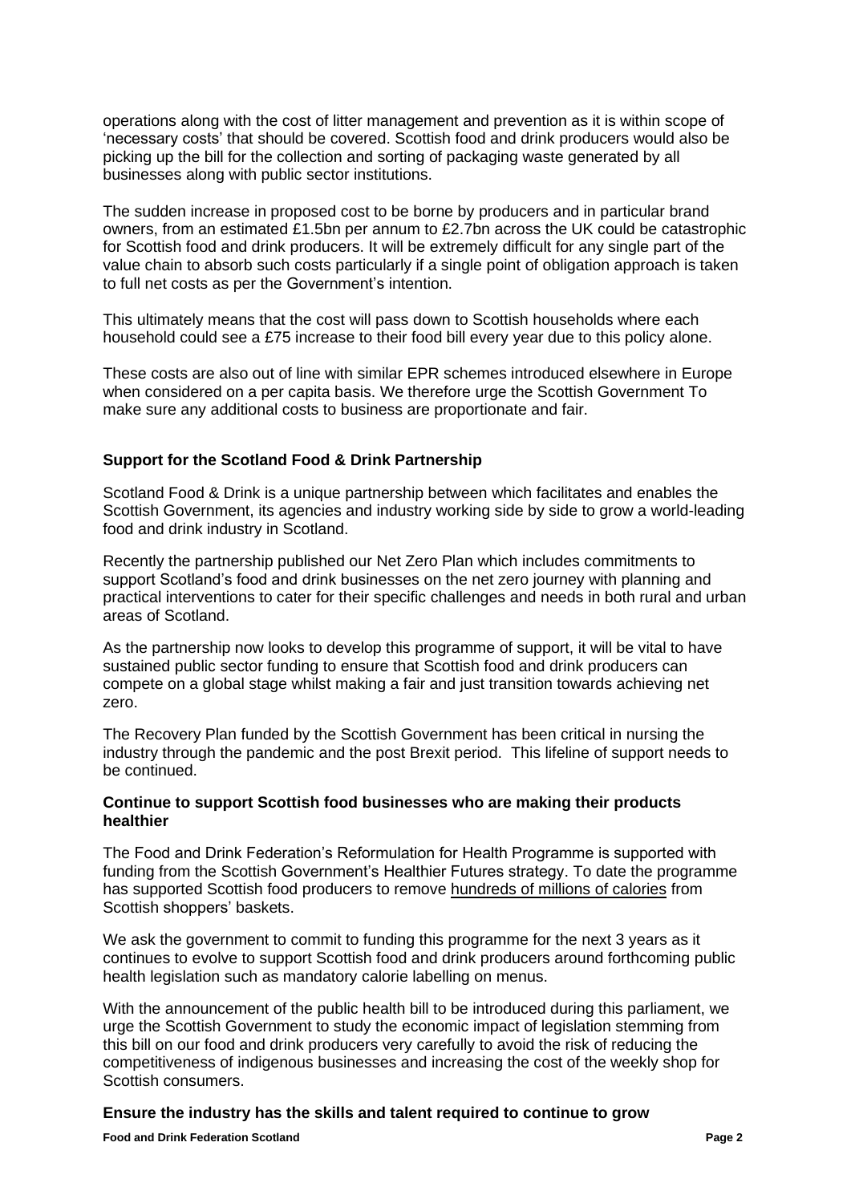operations along with the cost of litter management and prevention as it is within scope of 'necessary costs' that should be covered. Scottish food and drink producers would also be picking up the bill for the collection and sorting of packaging waste generated by all businesses along with public sector institutions.

The sudden increase in proposed cost to be borne by producers and in particular brand owners, from an estimated £1.5bn per annum to £2.7bn across the UK could be catastrophic for Scottish food and drink producers. It will be extremely difficult for any single part of the value chain to absorb such costs particularly if a single point of obligation approach is taken to full net costs as per the Government's intention.

This ultimately means that the cost will pass down to Scottish households where each household could see a £75 increase to their food bill every year due to this policy alone.

These costs are also out of line with similar EPR schemes introduced elsewhere in Europe when considered on a per capita basis. We therefore urge the Scottish Government To make sure any additional costs to business are proportionate and fair.

### Support for the Scotland Food & Drink Partnership

Scotland Food & Drink is a unique partnership between which facilitates and enables the Scottish Government, its agencies and industry working side by side to grow a world-leading food and drink industry in Scotland.

Recently the partnership published our Net Zero Plan which includes commitments to support Scotland's food and drink businesses on the net zero journey with planning and practical interventions to cater for their specific challenges and needs in both rural and urban areas of Scotland.

As the partnership now looks to develop this programme of support, it will be vital to have sustained public sector funding to ensure that Scottish food and drink producers can compete on a global stage whilst making a fair and just transition towards achieving net zero.

The Recovery Plan funded by the Scottish Government has been critical in nursing the industry through the pandemic and the post Brexit period. This lifeline of support needs to be continued.

### Continue to support Scottish food businesses who are making their products healthier

The Food and Drink Federation's Reformulation for Health Programme is supported with funding from the Scottish Government's Healthier Futures strategy. To date the programme has supported Scottish food producers to remove hundreds of millions of calories from Scottish shoppers' baskets.

We ask the government to commit to funding this programme for the next 3 years as it continues to evolve to support Scottish food and drink producers around forthcoming public health legislation such as mandatory calorie labelling on menus.

With the announcement of the public health bill to be introduced during this parliament, we urge the Scottish Government to study the economic impact of legislation stemming from this bill on our food and drink producers very carefully to avoid the risk of reducing the competitiveness of indigenous businesses and increasing the cost of the weekly shop for Scottish consumers.

### Ensure the industry has the skills and talent required to continue to grow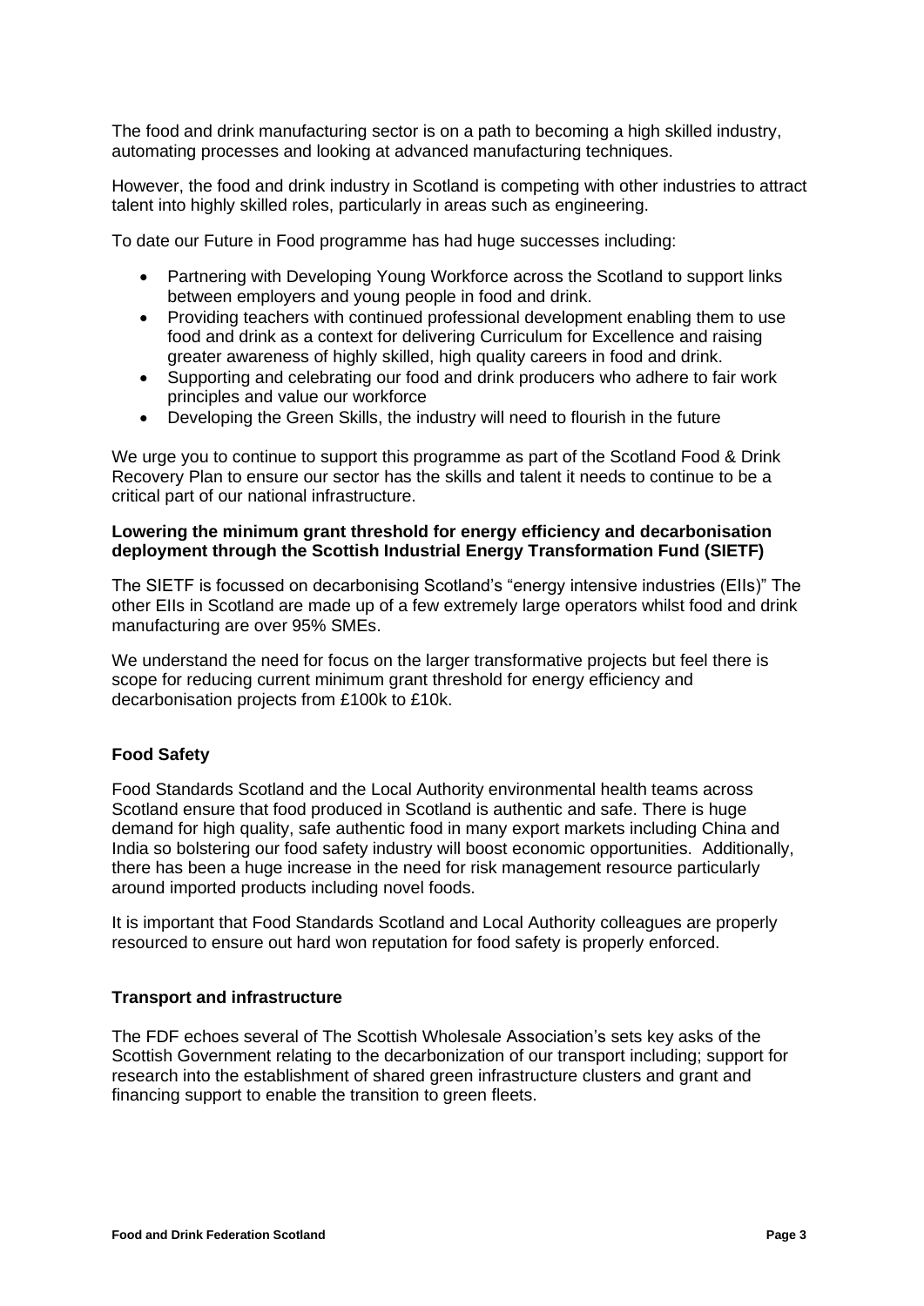The food and drink manufacturing sector is on a path to becoming a high skilled industry, automating processes and looking at advanced manufacturing techniques.

However, the food and drink industry in Scotland is competing with other industries to attract talent into highly skilled roles, particularly in areas such as engineering.

To date our Future in Food programme has had huge successes including:

- Partnering with Developing Young Workforce across the Scotland to support links between employers and young people in food and drink.
- Providing teachers with continued professional development enabling them to use food and drink as a context for delivering Curriculum for Excellence and raising greater awareness of highly skilled, high quality careers in food and drink.
- Supporting and celebrating our food and drink producers who adhere to fair work principles and value our workforce
- Developing the Green Skills, the industry will need to flourish in the future

We urge you to continue to support this programme as part of the Scotland Food & Drink Recovery Plan to ensure our sector has the skills and talent it needs to continue to be a critical part of our national infrastructure.

**Lowering the minimum grant threshold for energy efficiency and decarbonisation deployment through the Scottish Industrial Energy Transformation Fund (SIETF)**

The SIETF is focussed on decarbonising Scotland's "energy intensive industries (EIIs)" The other EIIs in Scotland are made up of a few extremely large operators whilst food and drink manufacturing are over 95% SMEs.

We understand the need for focus on the larger transformative projects but feel there is scope for reducing current minimum grant threshold for energy efficiency and decarbonisation projects from £100k to £10k.

**Food Safety**

Food Standards Scotland and the Local Authority environmental health teams across Scotland ensure that food produced in Scotland is authentic and safe. There is huge demand for high quality, safe authentic food in many export markets including China and India so bolstering our food safety industry will boost economic opportunities. Additionally, there has been a huge increase in the need for risk management resource particularly around imported products including novel foods.

It is important that Food Standards Scotland and Local Authority colleagues are properly resourced to ensure out hard won reputation for food safety is properly enforced.

**Transport and infrastructure**

The FDF echoes several of The Scottish Wholesale Association's sets key asks of the Scottish Government relating to the decarbonization of our transport including; support for research into the establishment of shared green infrastructure clusters and grant and financing support to enable the transition to green fleets.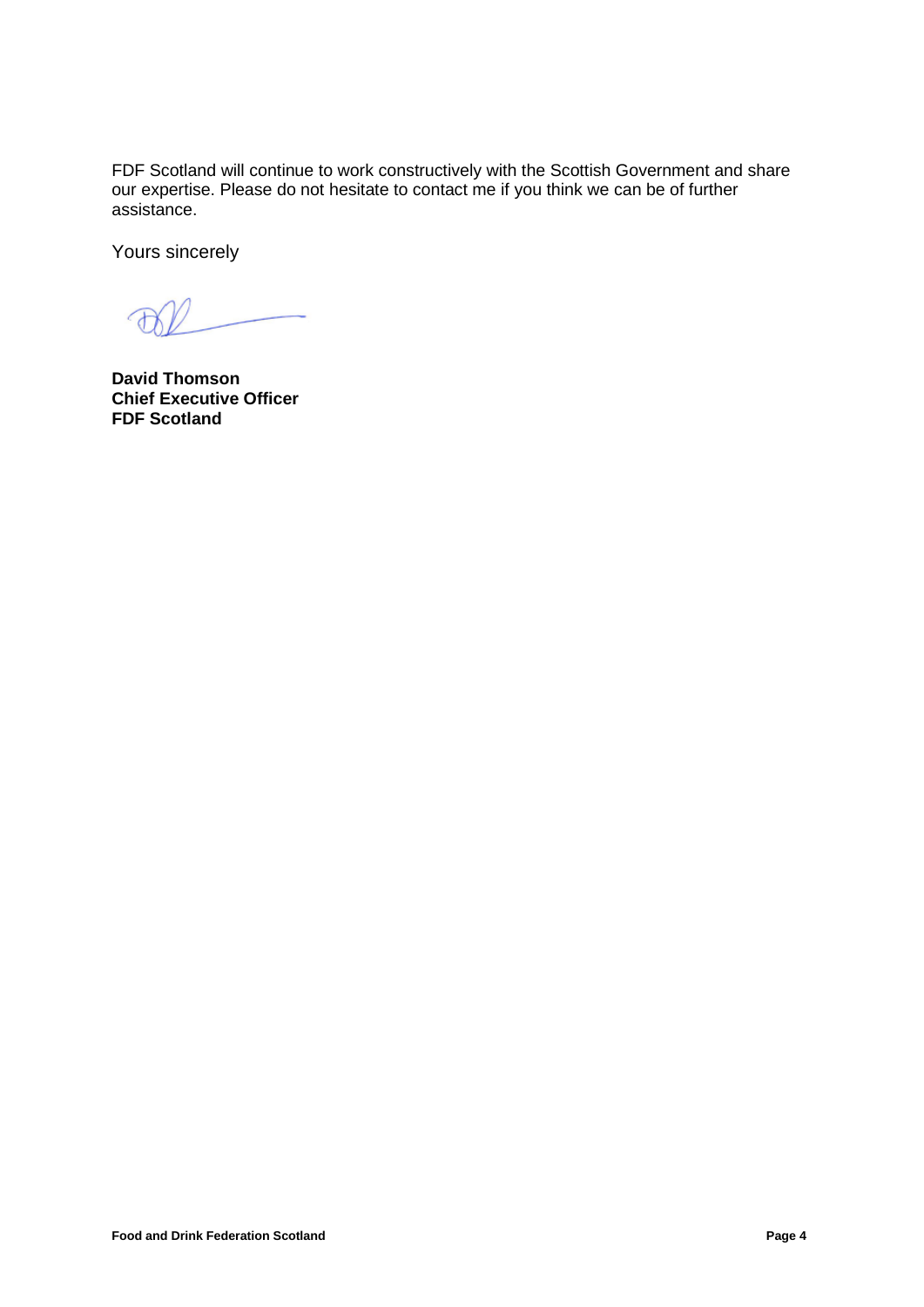FDF Scotland will continue to work constructively with the Scottish Government and share our expertise. Please do not hesitate to contact me if you think we can be of further assistance.

Yours sincerely

**David Thomson**
**Chief Executive Officer**
**FDF Scotland**